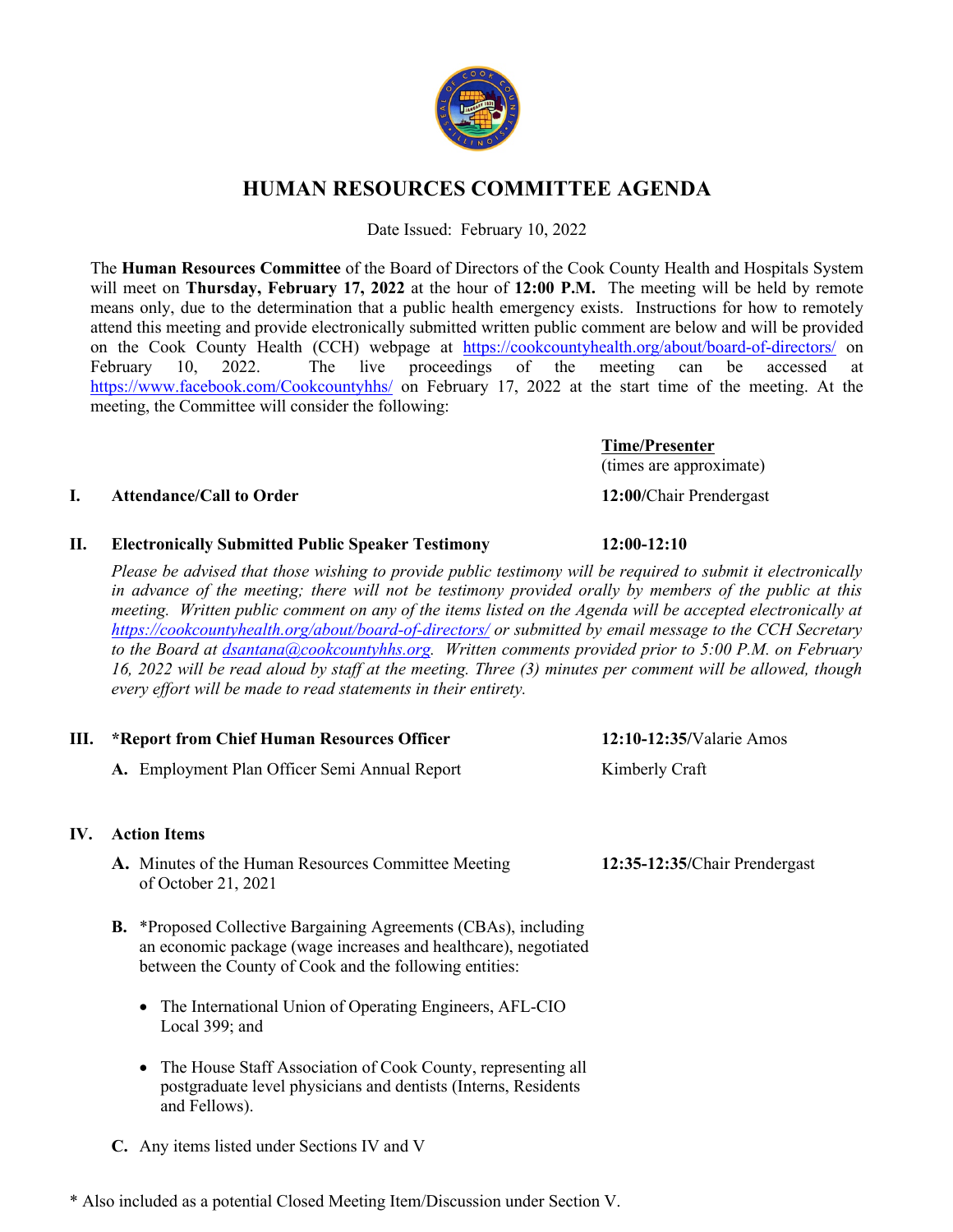# HUMAN RESOURCES COMMITTEE AGENDA

Date Issued: February 10, 2022

The **Human Resources Committee** of the Board of Directors of the Cook County Health and Hospitals System will meet on **Thursday, February 17, 2022** at the hour of **12:00 P.M.** The meeting will be held by remote means only, due to the determination that a public health emergency exists. Instructions for how to remotely attend this meeting and provide electronically submitted written public comment are below and will be provided on the Cook County Health (CCH) webpage at https://cookcountyhealth.org/about/board-of-directors/ on February 10, 2022. The live proceedings of the meeting can be accessed at https://www.facebook.com/Cookcountyhhs/ on February 17, 2022 at the start time of the meeting. At the meeting, the Committee will consider the following:

| | **Time/Presenter** (times are approximate) |
|---|---|
| **I. Attendance/Call to Order** | **12:00**/Chair Prendergast |
| **II. Electronically Submitted Public Speaker Testimony** | **12:00-12:10** |

*Please be advised that those wishing to provide public testimony will be required to submit it electronically in advance of the meeting; there will not be testimony provided orally by members of the public at this meeting. Written public comment on any of the items listed on the Agenda will be accepted electronically at https://cookcountyhealth.org/about/board-of-directors/ or submitted by email message to the CCH Secretary to the Board at dsantana@cookcountyhhs.org. Written comments provided prior to 5:00 P.M. on February 16, 2022 will be read aloud by staff at the meeting. Three (3) minutes per comment will be allowed, though every effort will be made to read statements in their entirety.*

| | |
|---|---|
| **III. *Report from Chief Human Resources Officer** | **12:10-12:35**/Valarie Amos |
| **A.** Employment Plan Officer Semi Annual Report | Kimberly Craft |

**IV. Action Items**

| | |
|---|---|
| **A.** Minutes of the Human Resources Committee Meeting of October 21, 2021 | **12:35-12:35**/Chair Prendergast |

**B.** *Proposed Collective Bargaining Agreements (CBAs), including an economic package (wage increases and healthcare), negotiated between the County of Cook and the following entities:

- The International Union of Operating Engineers, AFL-CIO Local 399; and
- The House Staff Association of Cook County, representing all postgraduate level physicians and dentists (Interns, Residents and Fellows).

**C.** Any items listed under Sections IV and V

* Also included as a potential Closed Meeting Item/Discussion under Section V.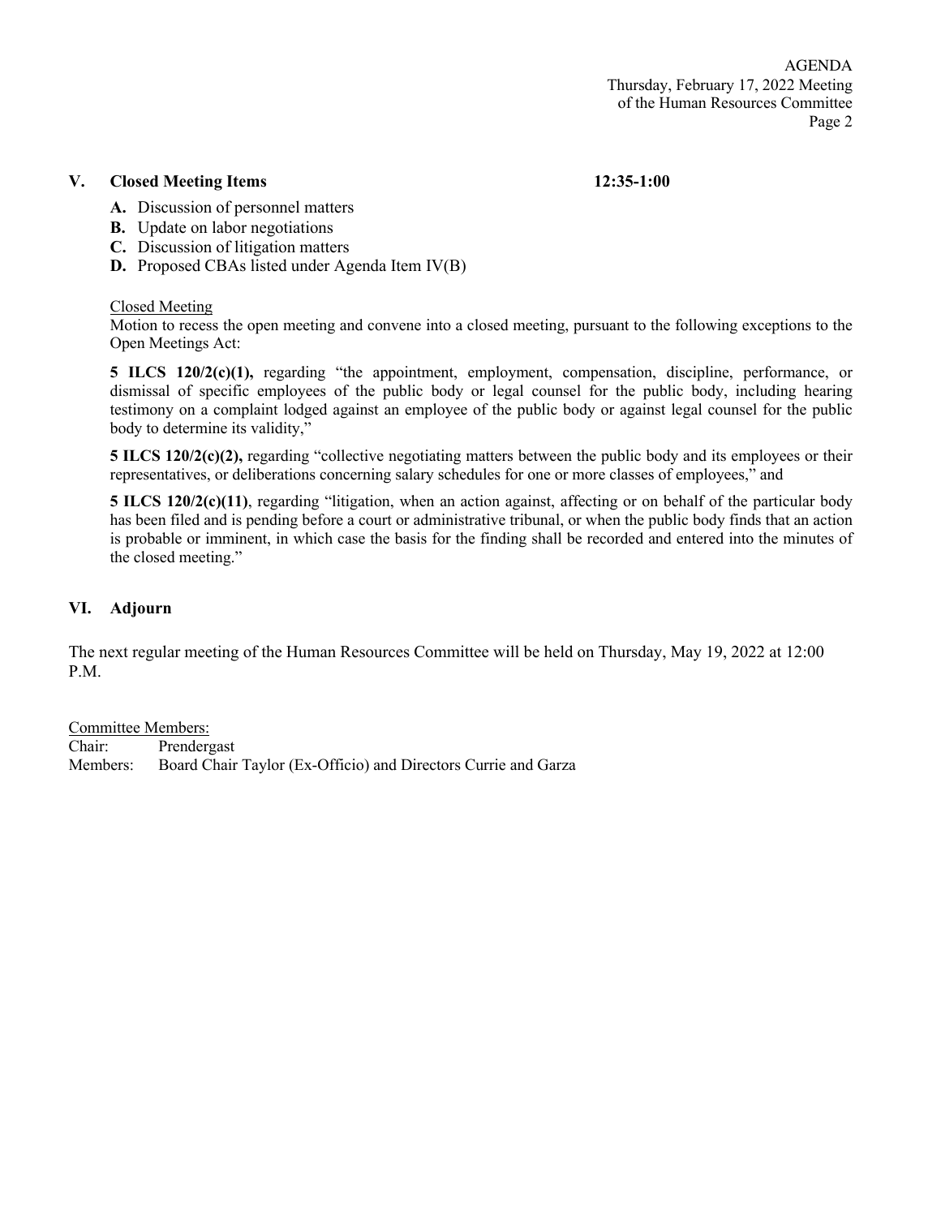## V. Closed Meeting Items 12:35-1:00

- **A.** Discussion of personnel matters
- **B.** Update on labor negotiations
- **C.** Discussion of litigation matters
- **D.** Proposed CBAs listed under Agenda Item IV(B)

Closed Meeting

Motion to recess the open meeting and convene into a closed meeting, pursuant to the following exceptions to the Open Meetings Act:

**5 ILCS 120/2(c)(1),** regarding "the appointment, employment, compensation, discipline, performance, or dismissal of specific employees of the public body or legal counsel for the public body, including hearing testimony on a complaint lodged against an employee of the public body or against legal counsel for the public body to determine its validity,"

**5 ILCS 120/2(c)(2),** regarding "collective negotiating matters between the public body and its employees or their representatives, or deliberations concerning salary schedules for one or more classes of employees," and

**5 ILCS 120/2(c)(11)**, regarding "litigation, when an action against, affecting or on behalf of the particular body has been filed and is pending before a court or administrative tribunal, or when the public body finds that an action is probable or imminent, in which case the basis for the finding shall be recorded and entered into the minutes of the closed meeting."

## VI. Adjourn

The next regular meeting of the Human Resources Committee will be held on Thursday, May 19, 2022 at 12:00 P.M.

Committee Members:

Chair: Prendergast

Members: Board Chair Taylor (Ex-Officio) and Directors Currie and Garza